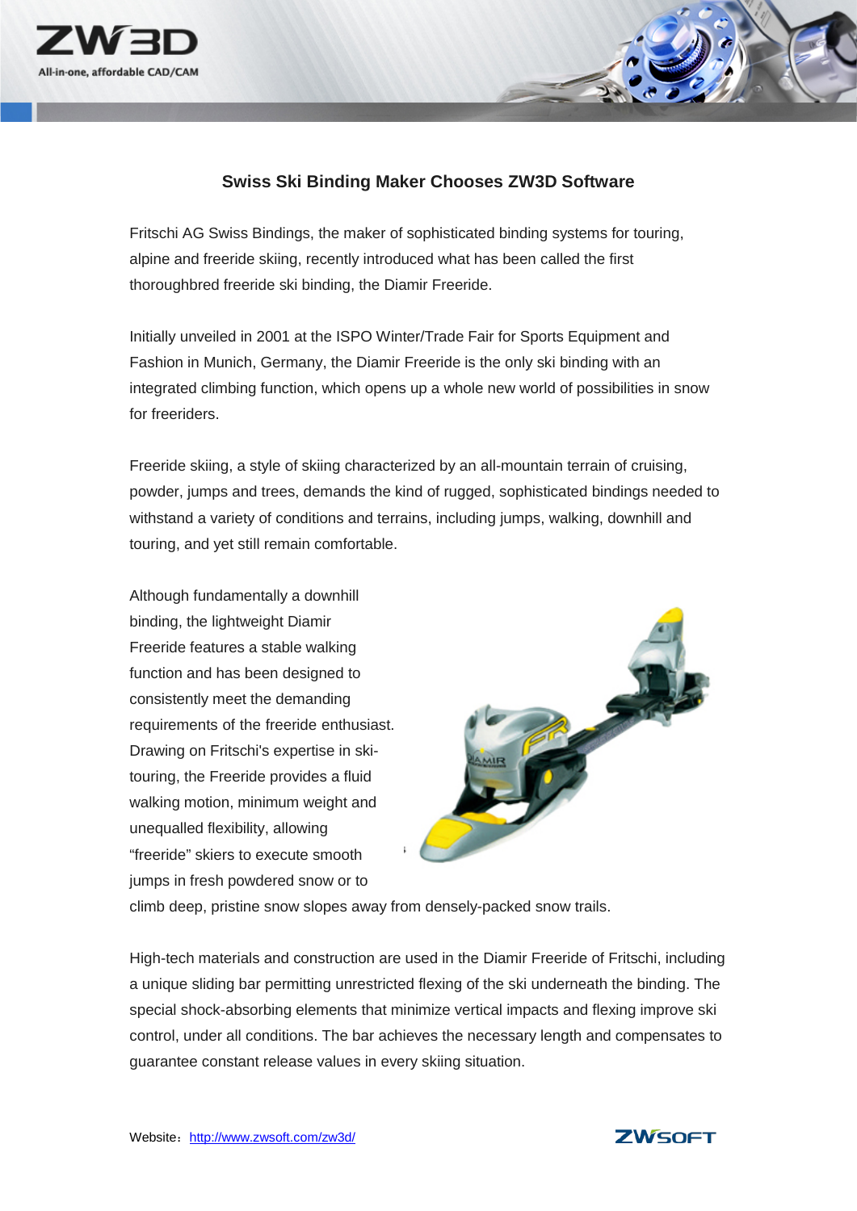## Swiss Ski Binding Maker Chooses ZW3D Software

Fritschi AG Swiss Bindings, the maker of sophisticated binding systems for touring, alpine and freeride skiing, recently introduced what has been called the first thoroughbred freeride ski binding, the Diamir Freeride.

Initially unveiled in 2001 at the ISPO Winter/Trade Fair for Sports Equipment and Fashion in Munich, Germany, the Diamir Freeride is the only ski binding with an integrated climbing function, which opens up a whole new world of possibilities in snow for freeriders.

Freeride skiing, a style of skiing characterized by an all-mountain terrain of cruising, powder, jumps and trees, demands the kind of rugged, sophisticated bindings needed to withstand a variety of conditions and terrains, including jumps, walking, downhill and touring, and yet still remain comfortable.

Although fundamentally a downhill binding, the lightweight Diamir Freeride features a stable walking function and has been designed to consistently meet the demanding requirements of the freeride enthusiast. Drawing on Fritschi's expertise in ski-touring, the Freeride provides a fluid walking motion, minimum weight and unequalled flexibility, allowing "freeride" skiers to execute smooth jumps in fresh powdered snow or to climb deep, pristine snow slopes away from densely-packed snow trails.

High-tech materials and construction are used in the Diamir Freeride of Fritschi, including a unique sliding bar permitting unrestricted flexing of the ski underneath the binding. The special shock-absorbing elements that minimize vertical impacts and flexing improve ski control, under all conditions. The bar achieves the necessary length and compensates to guarantee constant release values in every skiing situation.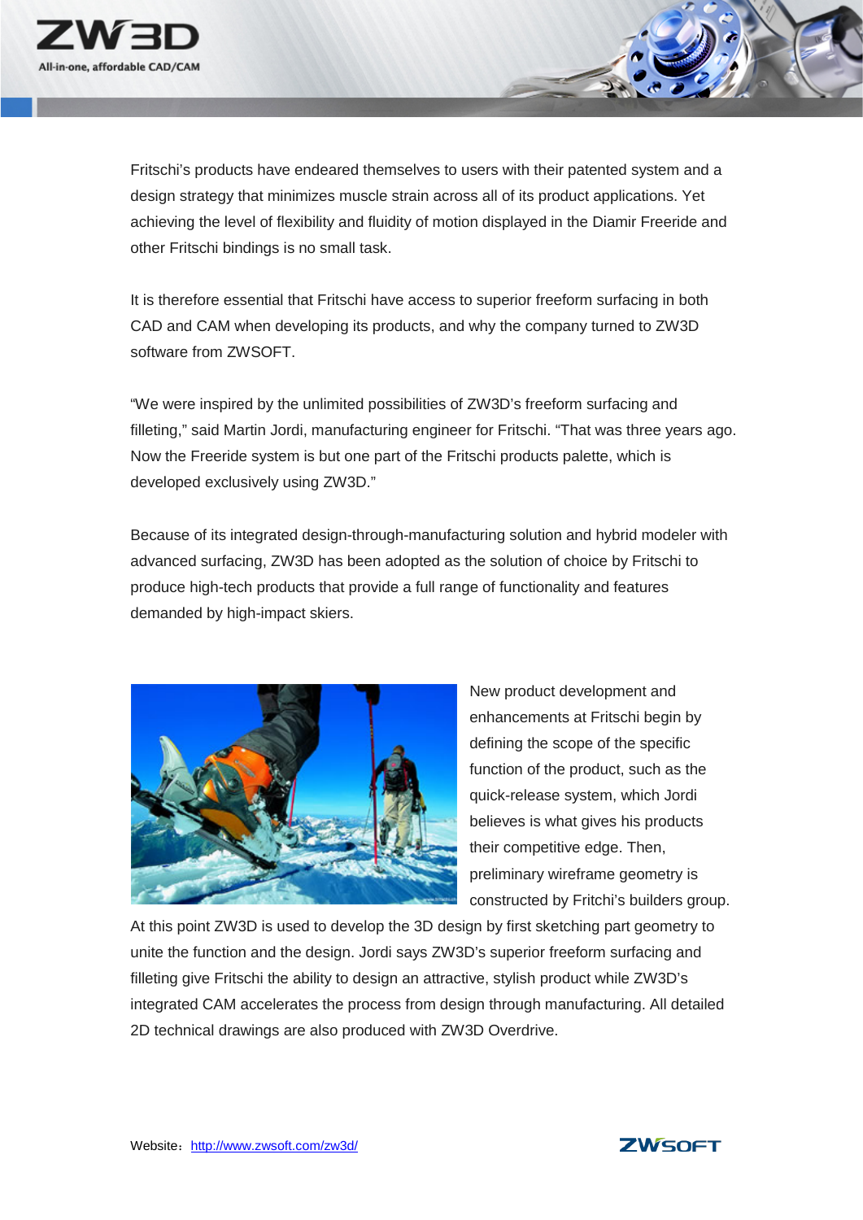Fritschi's products have endeared themselves to users with their patented system and a design strategy that minimizes muscle strain across all of its product applications. Yet achieving the level of flexibility and fluidity of motion displayed in the Diamir Freeride and other Fritschi bindings is no small task.

It is therefore essential that Fritschi have access to superior freeform surfacing in both CAD and CAM when developing its products, and why the company turned to ZW3D software from ZWSOFT.

"We were inspired by the unlimited possibilities of ZW3D's freeform surfacing and filleting," said Martin Jordi, manufacturing engineer for Fritschi. "That was three years ago. Now the Freeride system is but one part of the Fritschi products palette, which is developed exclusively using ZW3D."

Because of its integrated design-through-manufacturing solution and hybrid modeler with advanced surfacing, ZW3D has been adopted as the solution of choice by Fritschi to produce high-tech products that provide a full range of functionality and features demanded by high-impact skiers.

New product development and enhancements at Fritschi begin by defining the scope of the specific function of the product, such as the quick-release system, which Jordi believes is what gives his products their competitive edge. Then, preliminary wireframe geometry is constructed by Fritchi's builders group. At this point ZW3D is used to develop the 3D design by first sketching part geometry to unite the function and the design. Jordi says ZW3D's superior freeform surfacing and filleting give Fritschi the ability to design an attractive, stylish product while ZW3D's integrated CAM accelerates the process from design through manufacturing. All detailed 2D technical drawings are also produced with ZW3D Overdrive.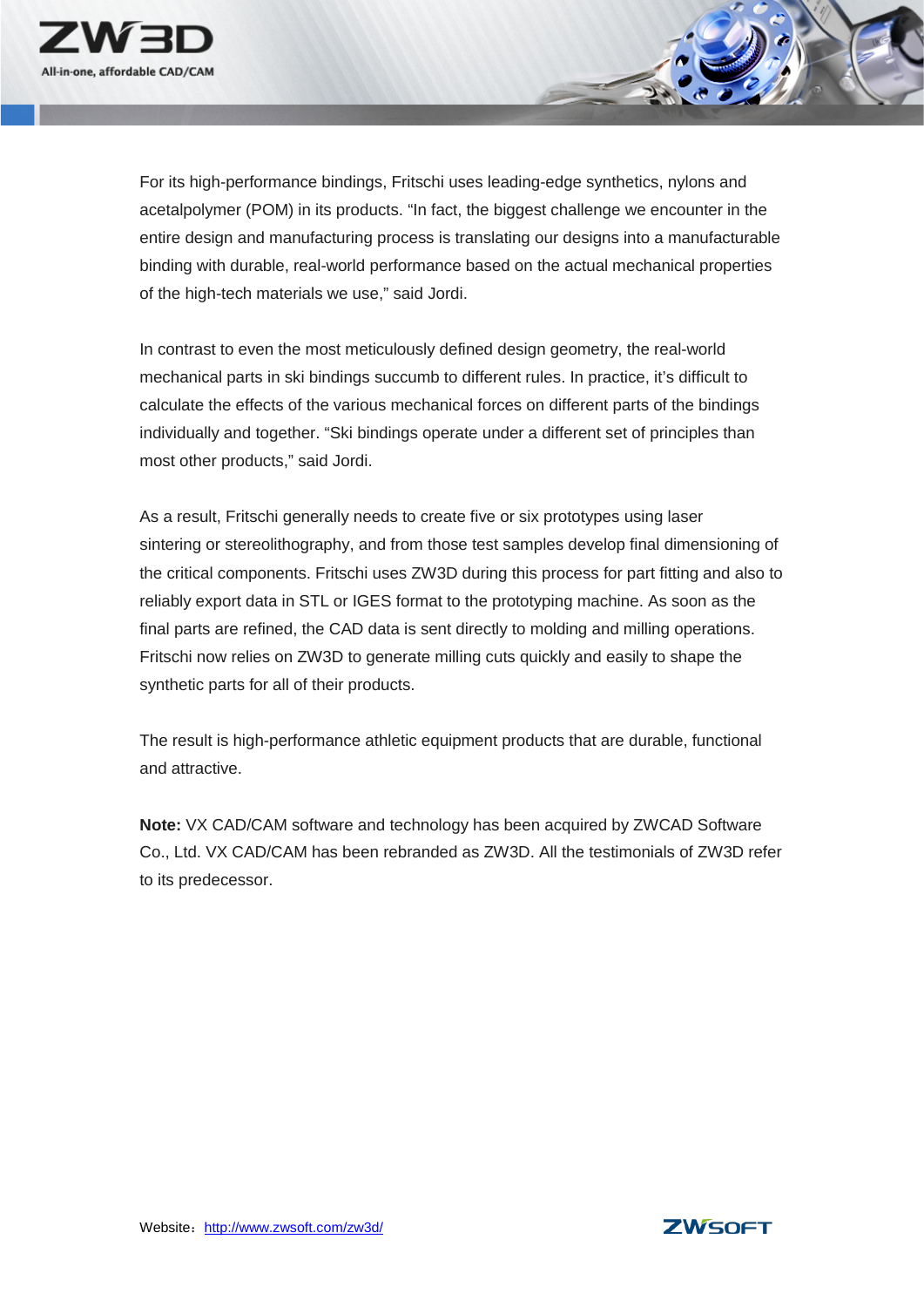For its high-performance bindings, Fritschi uses leading-edge synthetics, nylons and acetalpolymer (POM) in its products. “In fact, the biggest challenge we encounter in the entire design and manufacturing process is translating our designs into a manufacturable binding with durable, real-world performance based on the actual mechanical properties of the high-tech materials we use,” said Jordi.

In contrast to even the most meticulously defined design geometry, the real-world mechanical parts in ski bindings succumb to different rules. In practice, it’s difficult to calculate the effects of the various mechanical forces on different parts of the bindings individually and together. “Ski bindings operate under a different set of principles than most other products,” said Jordi.

As a result, Fritschi generally needs to create five or six prototypes using laser sintering or stereolithography, and from those test samples develop final dimensioning of the critical components. Fritschi uses ZW3D during this process for part fitting and also to reliably export data in STL or IGES format to the prototyping machine. As soon as the final parts are refined, the CAD data is sent directly to molding and milling operations. Fritschi now relies on ZW3D to generate milling cuts quickly and easily to shape the synthetic parts for all of their products.

The result is high-performance athletic equipment products that are durable, functional and attractive.

**Note:** VX CAD/CAM software and technology has been acquired by ZWCAD Software Co., Ltd. VX CAD/CAM has been rebranded as ZW3D. All the testimonials of ZW3D refer to its predecessor.